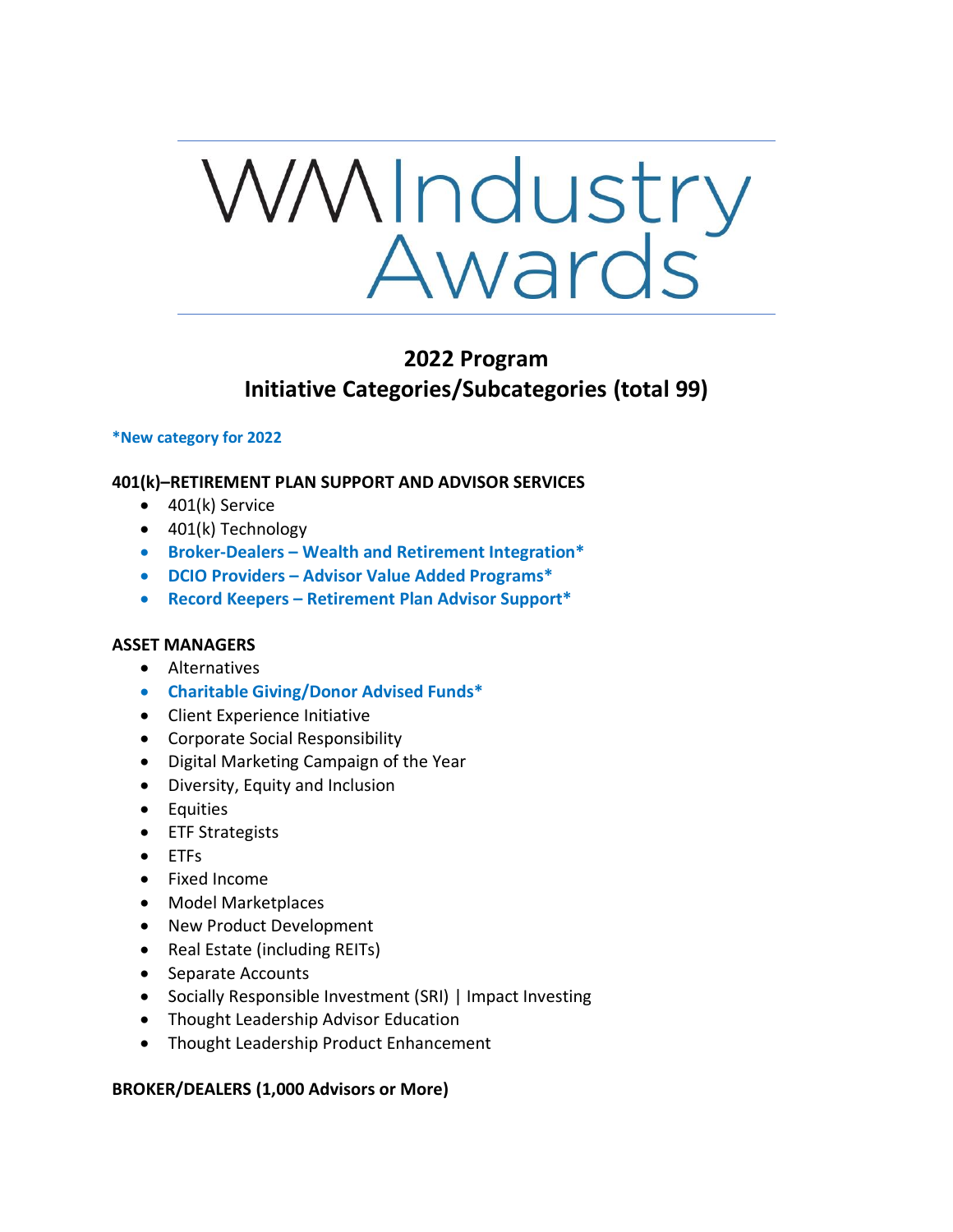# WMIndustry Awards

## 2022 Program
## Initiative Categories/Subcategories (total 99)

**\*New category for 2022**

### 401(k)–RETIREMENT PLAN SUPPORT AND ADVISOR SERVICES

- 401(k) Service
- 401(k) Technology
- **Broker-Dealers – Wealth and Retirement Integration\***
- **DCIO Providers – Advisor Value Added Programs\***
- **Record Keepers – Retirement Plan Advisor Support\***

### ASSET MANAGERS

- Alternatives
- **Charitable Giving/Donor Advised Funds\***
- Client Experience Initiative
- Corporate Social Responsibility
- Digital Marketing Campaign of the Year
- Diversity, Equity and Inclusion
- Equities
- ETF Strategists
- ETFs
- Fixed Income
- Model Marketplaces
- New Product Development
- Real Estate (including REITs)
- Separate Accounts
- Socially Responsible Investment (SRI) | Impact Investing
- Thought Leadership Advisor Education
- Thought Leadership Product Enhancement

### BROKER/DEALERS (1,000 Advisors or More)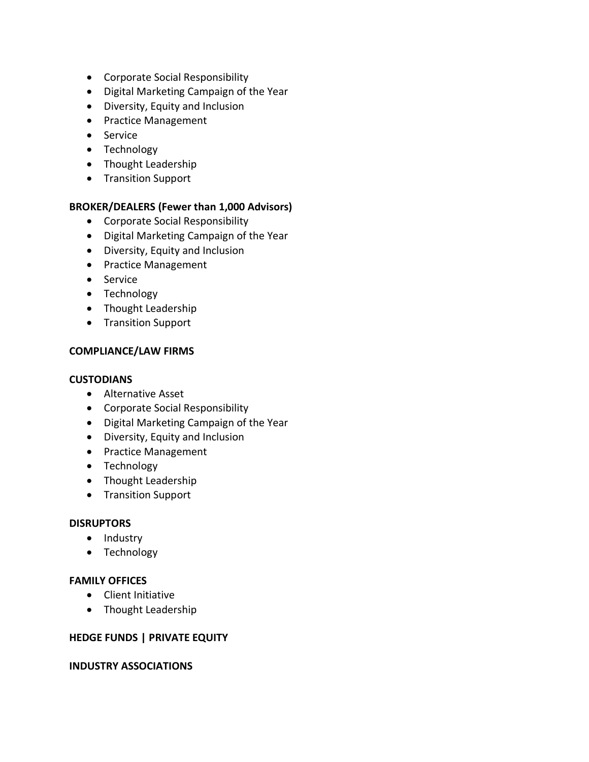- Corporate Social Responsibility
- Digital Marketing Campaign of the Year
- Diversity, Equity and Inclusion
- Practice Management
- Service
- Technology
- Thought Leadership
- Transition Support

**BROKER/DEALERS (Fewer than 1,000 Advisors)**

- Corporate Social Responsibility
- Digital Marketing Campaign of the Year
- Diversity, Equity and Inclusion
- Practice Management
- Service
- Technology
- Thought Leadership
- Transition Support

**COMPLIANCE/LAW FIRMS**

**CUSTODIANS**

- Alternative Asset
- Corporate Social Responsibility
- Digital Marketing Campaign of the Year
- Diversity, Equity and Inclusion
- Practice Management
- Technology
- Thought Leadership
- Transition Support

**DISRUPTORS**

- Industry
- Technology

**FAMILY OFFICES**

- Client Initiative
- Thought Leadership

**HEDGE FUNDS | PRIVATE EQUITY**

**INDUSTRY ASSOCIATIONS**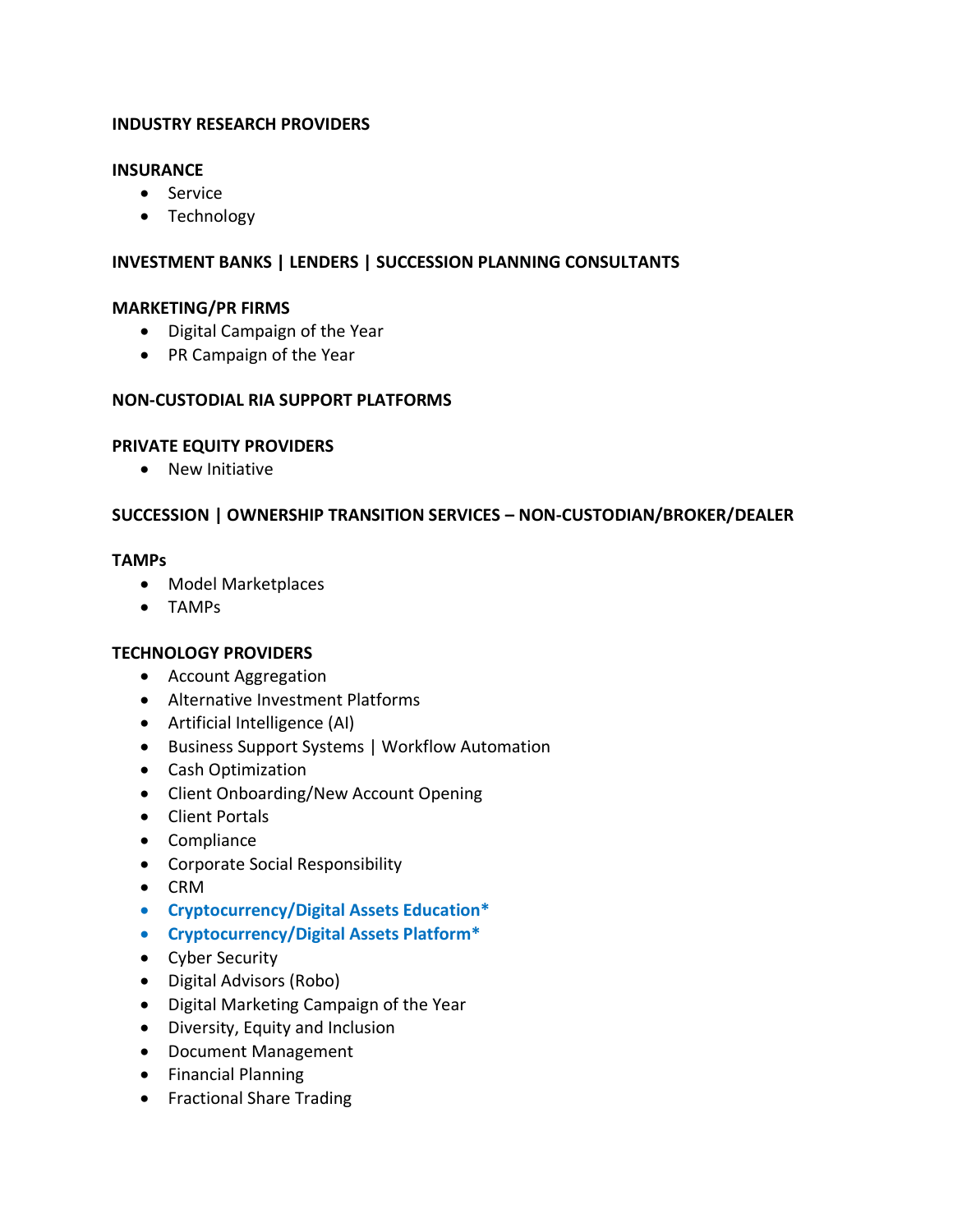**INDUSTRY RESEARCH PROVIDERS**

**INSURANCE**

- Service
- Technology

**INVESTMENT BANKS | LENDERS | SUCCESSION PLANNING CONSULTANTS**

**MARKETING/PR FIRMS**

- Digital Campaign of the Year
- PR Campaign of the Year

**NON-CUSTODIAL RIA SUPPORT PLATFORMS**

**PRIVATE EQUITY PROVIDERS**

- New Initiative

**SUCCESSION | OWNERSHIP TRANSITION SERVICES – NON-CUSTODIAN/BROKER/DEALER**

**TAMPs**

- Model Marketplaces
- TAMPs

**TECHNOLOGY PROVIDERS**

- Account Aggregation
- Alternative Investment Platforms
- Artificial Intelligence (AI)
- Business Support Systems | Workflow Automation
- Cash Optimization
- Client Onboarding/New Account Opening
- Client Portals
- Compliance
- Corporate Social Responsibility
- CRM
- **Cryptocurrency/Digital Assets Education***
- **Cryptocurrency/Digital Assets Platform***
- Cyber Security
- Digital Advisors (Robo)
- Digital Marketing Campaign of the Year
- Diversity, Equity and Inclusion
- Document Management
- Financial Planning
- Fractional Share Trading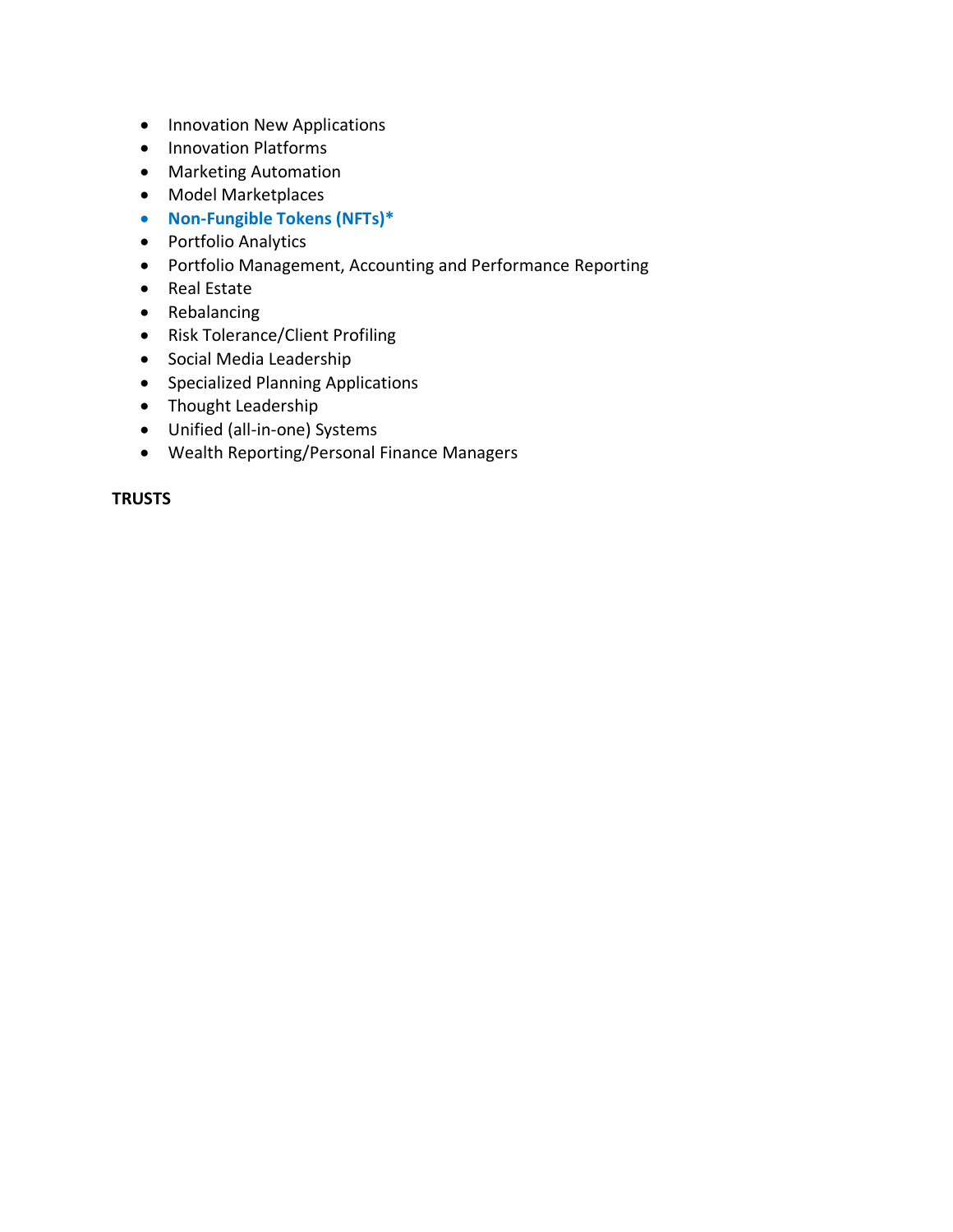- Innovation New Applications
- Innovation Platforms
- Marketing Automation
- Model Marketplaces
- **Non-Fungible Tokens (NFTs)***
- Portfolio Analytics
- Portfolio Management, Accounting and Performance Reporting
- Real Estate
- Rebalancing
- Risk Tolerance/Client Profiling
- Social Media Leadership
- Specialized Planning Applications
- Thought Leadership
- Unified (all-in-one) Systems
- Wealth Reporting/Personal Finance Managers

**TRUSTS**